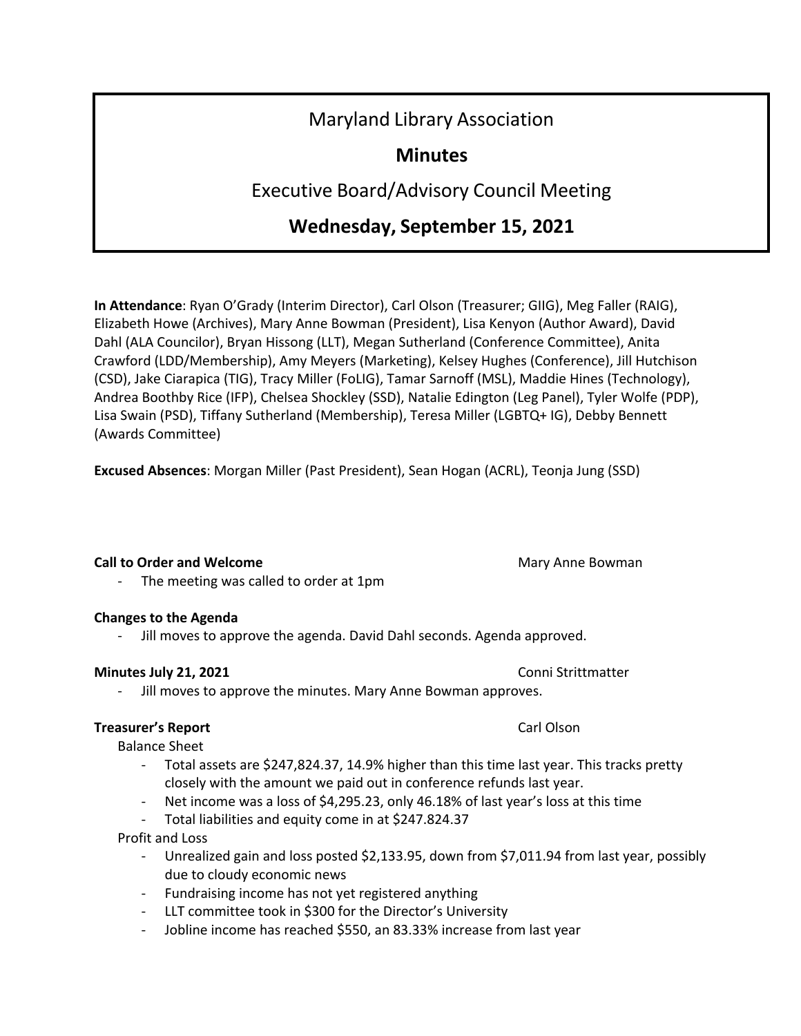# Maryland Library Association

## Minutes

### Executive Board/Advisory Council Meeting

### Wednesday, September 15, 2021

**In Attendance**: Ryan O'Grady (Interim Director), Carl Olson (Treasurer; GIIG), Meg Faller (RAIG), Elizabeth Howe (Archives), Mary Anne Bowman (President), Lisa Kenyon (Author Award), David Dahl (ALA Councilor), Bryan Hissong (LLT), Megan Sutherland (Conference Committee), Anita Crawford (LDD/Membership), Amy Meyers (Marketing), Kelsey Hughes (Conference), Jill Hutchison (CSD), Jake Ciarapica (TIG), Tracy Miller (FoLIG), Tamar Sarnoff (MSL), Maddie Hines (Technology), Andrea Boothby Rice (IFP), Chelsea Shockley (SSD), Natalie Edington (Leg Panel), Tyler Wolfe (PDP), Lisa Swain (PSD), Tiffany Sutherland (Membership), Teresa Miller (LGBTQ+ IG), Debby Bennett (Awards Committee)

**Excused Absences**: Morgan Miller (Past President), Sean Hogan (ACRL), Teonja Jung (SSD)

**Call to Order and Welcome** — Mary Anne Bowman

- The meeting was called to order at 1pm

**Changes to the Agenda**

- Jill moves to approve the agenda. David Dahl seconds. Agenda approved.

**Minutes July 21, 2021** — Conni Strittmatter

- Jill moves to approve the minutes. Mary Anne Bowman approves.

**Treasurer's Report** — Carl Olson

Balance Sheet

- Total assets are $247,824.37, 14.9% higher than this time last year. This tracks pretty closely with the amount we paid out in conference refunds last year.
- Net income was a loss of $4,295.23, only 46.18% of last year's loss at this time
- Total liabilities and equity come in at $247.824.37

Profit and Loss

- Unrealized gain and loss posted $2,133.95, down from $7,011.94 from last year, possibly due to cloudy economic news
- Fundraising income has not yet registered anything
- LLT committee took in $300 for the Director's University
- Jobline income has reached $550, an 83.33% increase from last year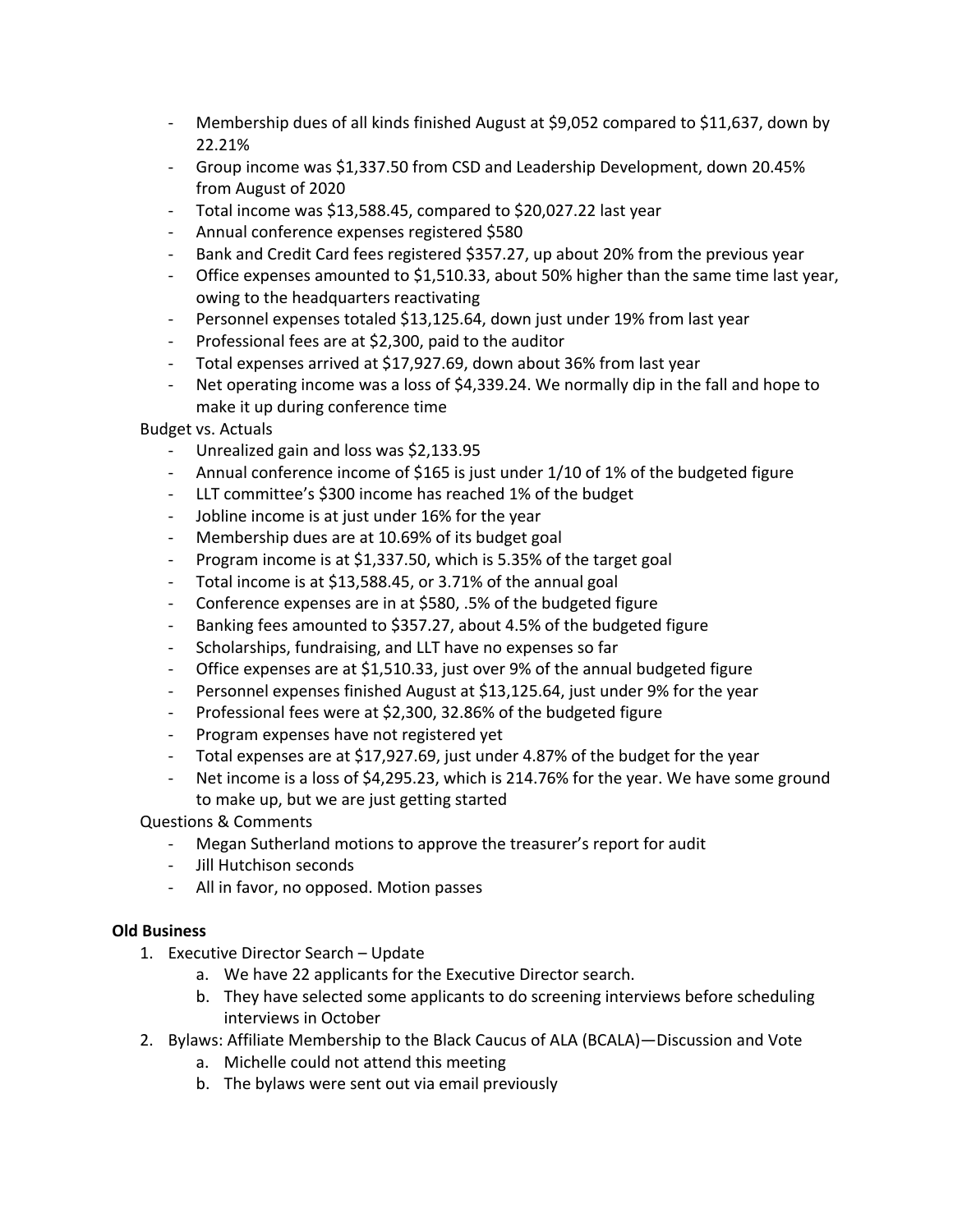- Membership dues of all kinds finished August at $9,052 compared to $11,637, down by 22.21%
- Group income was $1,337.50 from CSD and Leadership Development, down 20.45% from August of 2020
- Total income was $13,588.45, compared to $20,027.22 last year
- Annual conference expenses registered $580
- Bank and Credit Card fees registered $357.27, up about 20% from the previous year
- Office expenses amounted to $1,510.33, about 50% higher than the same time last year, owing to the headquarters reactivating
- Personnel expenses totaled $13,125.64, down just under 19% from last year
- Professional fees are at $2,300, paid to the auditor
- Total expenses arrived at $17,927.69, down about 36% from last year
- Net operating income was a loss of $4,339.24. We normally dip in the fall and hope to make it up during conference time

Budget vs. Actuals

- Unrealized gain and loss was $2,133.95
- Annual conference income of $165 is just under 1/10 of 1% of the budgeted figure
- LLT committee's $300 income has reached 1% of the budget
- Jobline income is at just under 16% for the year
- Membership dues are at 10.69% of its budget goal
- Program income is at $1,337.50, which is 5.35% of the target goal
- Total income is at $13,588.45, or 3.71% of the annual goal
- Conference expenses are in at $580, .5% of the budgeted figure
- Banking fees amounted to $357.27, about 4.5% of the budgeted figure
- Scholarships, fundraising, and LLT have no expenses so far
- Office expenses are at $1,510.33, just over 9% of the annual budgeted figure
- Personnel expenses finished August at $13,125.64, just under 9% for the year
- Professional fees were at $2,300, 32.86% of the budgeted figure
- Program expenses have not registered yet
- Total expenses are at $17,927.69, just under 4.87% of the budget for the year
- Net income is a loss of $4,295.23, which is 214.76% for the year. We have some ground to make up, but we are just getting started

Questions & Comments

- Megan Sutherland motions to approve the treasurer's report for audit
- Jill Hutchison seconds
- All in favor, no opposed. Motion passes

**Old Business**

1. Executive Director Search – Update
   a. We have 22 applicants for the Executive Director search.
   b. They have selected some applicants to do screening interviews before scheduling interviews in October
2. Bylaws: Affiliate Membership to the Black Caucus of ALA (BCALA)—Discussion and Vote
   a. Michelle could not attend this meeting
   b. The bylaws were sent out via email previously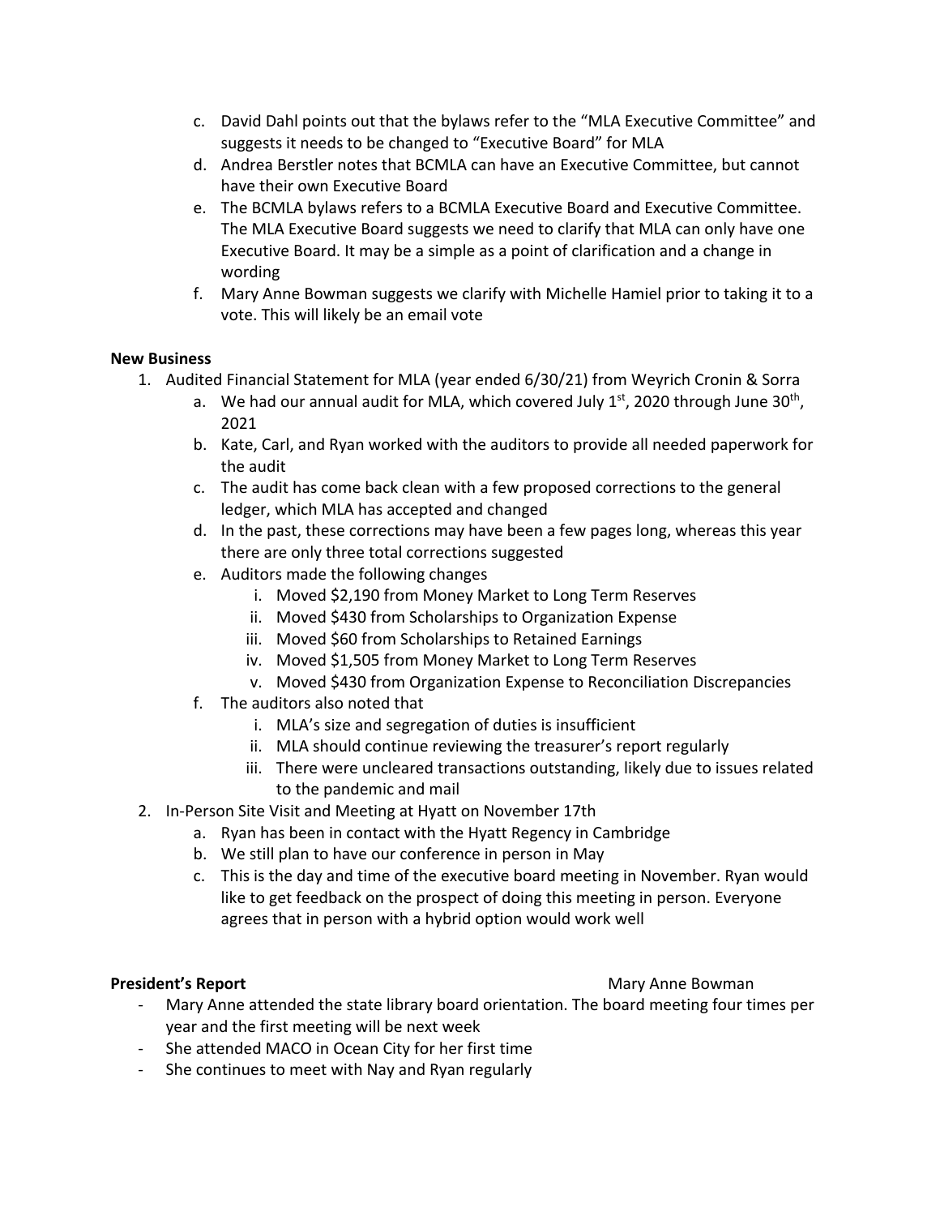c. David Dahl points out that the bylaws refer to the "MLA Executive Committee" and suggests it needs to be changed to "Executive Board" for MLA
d. Andrea Berstler notes that BCMLA can have an Executive Committee, but cannot have their own Executive Board
e. The BCMLA bylaws refers to a BCMLA Executive Board and Executive Committee. The MLA Executive Board suggests we need to clarify that MLA can only have one Executive Board. It may be a simple as a point of clarification and a change in wording
f. Mary Anne Bowman suggests we clarify with Michelle Hamiel prior to taking it to a vote. This will likely be an email vote

**New Business**

1. Audited Financial Statement for MLA (year ended 6/30/21) from Weyrich Cronin & Sorra
   a. We had our annual audit for MLA, which covered July 1st, 2020 through June 30th, 2021
   b. Kate, Carl, and Ryan worked with the auditors to provide all needed paperwork for the audit
   c. The audit has come back clean with a few proposed corrections to the general ledger, which MLA has accepted and changed
   d. In the past, these corrections may have been a few pages long, whereas this year there are only three total corrections suggested
   e. Auditors made the following changes
      i. Moved $2,190 from Money Market to Long Term Reserves
      ii. Moved $430 from Scholarships to Organization Expense
      iii. Moved $60 from Scholarships to Retained Earnings
      iv. Moved $1,505 from Money Market to Long Term Reserves
      v. Moved $430 from Organization Expense to Reconciliation Discrepancies
   f. The auditors also noted that
      i. MLA's size and segregation of duties is insufficient
      ii. MLA should continue reviewing the treasurer's report regularly
      iii. There were uncleared transactions outstanding, likely due to issues related to the pandemic and mail
2. In-Person Site Visit and Meeting at Hyatt on November 17th
   a. Ryan has been in contact with the Hyatt Regency in Cambridge
   b. We still plan to have our conference in person in May
   c. This is the day and time of the executive board meeting in November. Ryan would like to get feedback on the prospect of doing this meeting in person. Everyone agrees that in person with a hybrid option would work well

**President's Report** Mary Anne Bowman

- Mary Anne attended the state library board orientation. The board meeting four times per year and the first meeting will be next week
- She attended MACO in Ocean City for her first time
- She continues to meet with Nay and Ryan regularly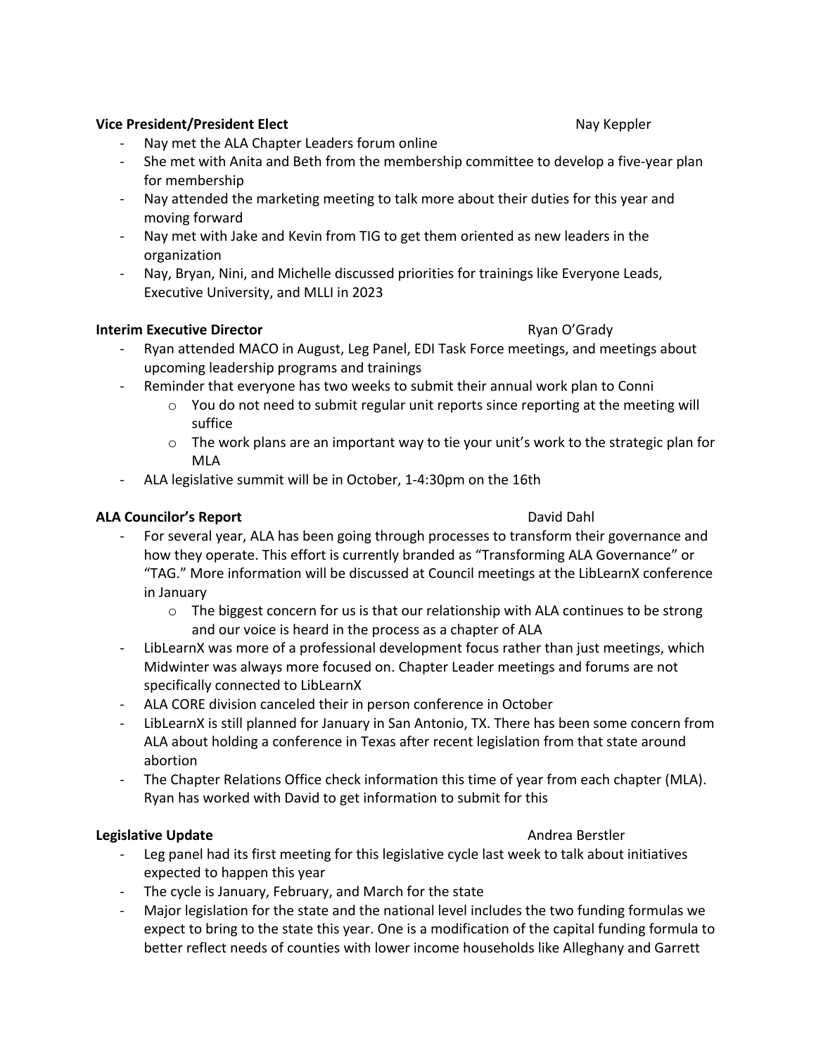**Vice President/President Elect** Nay Keppler

- Nay met the ALA Chapter Leaders forum online
- She met with Anita and Beth from the membership committee to develop a five-year plan for membership
- Nay attended the marketing meeting to talk more about their duties for this year and moving forward
- Nay met with Jake and Kevin from TIG to get them oriented as new leaders in the organization
- Nay, Bryan, Nini, and Michelle discussed priorities for trainings like Everyone Leads, Executive University, and MLLI in 2023

**Interim Executive Director** Ryan O'Grady

- Ryan attended MACO in August, Leg Panel, EDI Task Force meetings, and meetings about upcoming leadership programs and trainings
- Reminder that everyone has two weeks to submit their annual work plan to Conni
  - You do not need to submit regular unit reports since reporting at the meeting will suffice
  - The work plans are an important way to tie your unit's work to the strategic plan for MLA
- ALA legislative summit will be in October, 1-4:30pm on the 16th

**ALA Councilor's Report** David Dahl

- For several year, ALA has been going through processes to transform their governance and how they operate. This effort is currently branded as "Transforming ALA Governance" or "TAG." More information will be discussed at Council meetings at the LibLearnX conference in January
  - The biggest concern for us is that our relationship with ALA continues to be strong and our voice is heard in the process as a chapter of ALA
- LibLearnX was more of a professional development focus rather than just meetings, which Midwinter was always more focused on. Chapter Leader meetings and forums are not specifically connected to LibLearnX
- ALA CORE division canceled their in person conference in October
- LibLearnX is still planned for January in San Antonio, TX. There has been some concern from ALA about holding a conference in Texas after recent legislation from that state around abortion
- The Chapter Relations Office check information this time of year from each chapter (MLA). Ryan has worked with David to get information to submit for this

**Legislative Update** Andrea Berstler

- Leg panel had its first meeting for this legislative cycle last week to talk about initiatives expected to happen this year
- The cycle is January, February, and March for the state
- Major legislation for the state and the national level includes the two funding formulas we expect to bring to the state this year. One is a modification of the capital funding formula to better reflect needs of counties with lower income households like Alleghany and Garrett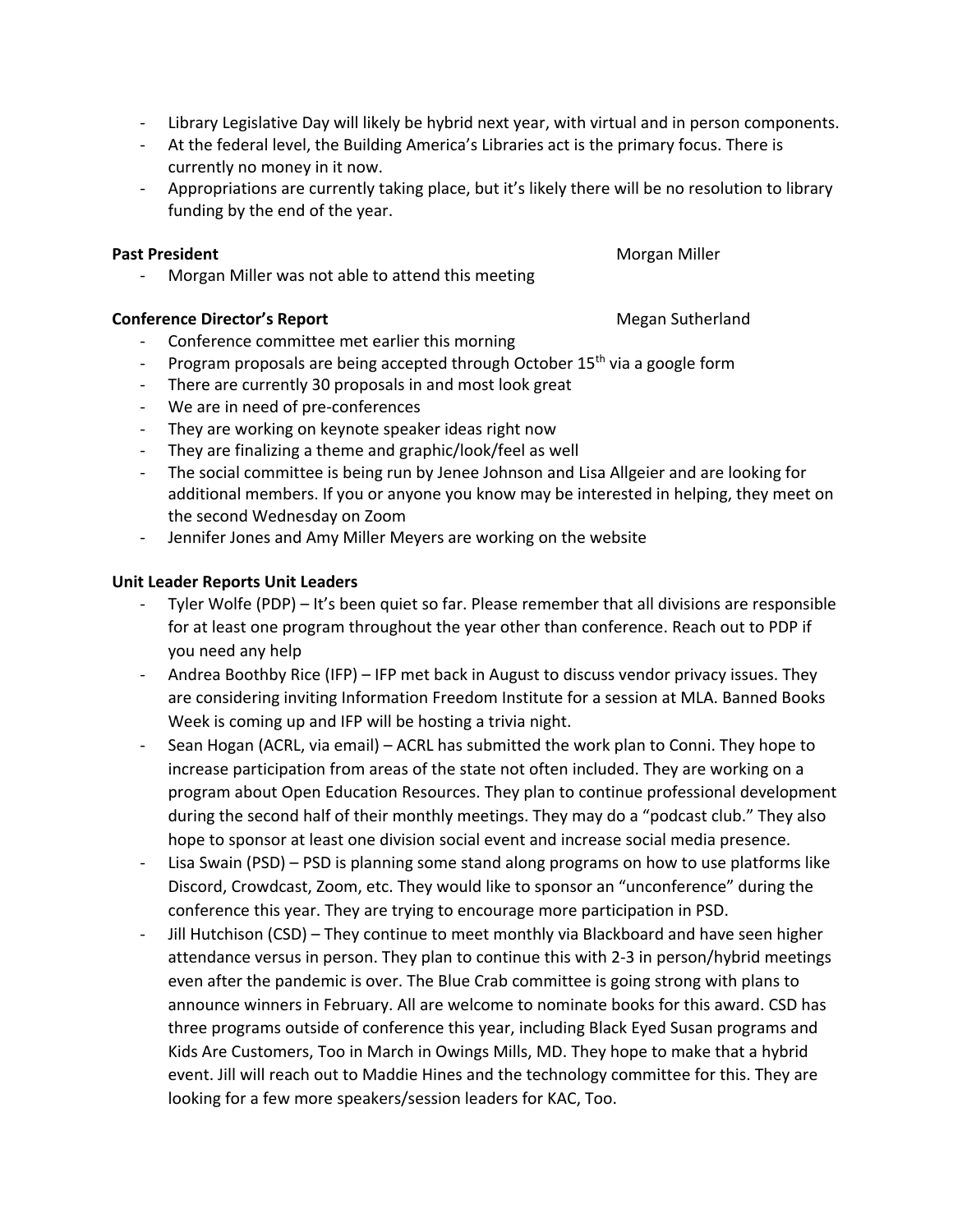- Library Legislative Day will likely be hybrid next year, with virtual and in person components.
- At the federal level, the Building America's Libraries act is the primary focus. There is currently no money in it now.
- Appropriations are currently taking place, but it's likely there will be no resolution to library funding by the end of the year.

**Past President** Morgan Miller

- Morgan Miller was not able to attend this meeting

**Conference Director's Report** Megan Sutherland

- Conference committee met earlier this morning
- Program proposals are being accepted through October 15th via a google form
- There are currently 30 proposals in and most look great
- We are in need of pre-conferences
- They are working on keynote speaker ideas right now
- They are finalizing a theme and graphic/look/feel as well
- The social committee is being run by Jenee Johnson and Lisa Allgeier and are looking for additional members. If you or anyone you know may be interested in helping, they meet on the second Wednesday on Zoom
- Jennifer Jones and Amy Miller Meyers are working on the website

**Unit Leader Reports Unit Leaders**

- Tyler Wolfe (PDP) – It's been quiet so far. Please remember that all divisions are responsible for at least one program throughout the year other than conference. Reach out to PDP if you need any help
- Andrea Boothby Rice (IFP) – IFP met back in August to discuss vendor privacy issues. They are considering inviting Information Freedom Institute for a session at MLA. Banned Books Week is coming up and IFP will be hosting a trivia night.
- Sean Hogan (ACRL, via email) – ACRL has submitted the work plan to Conni. They hope to increase participation from areas of the state not often included. They are working on a program about Open Education Resources. They plan to continue professional development during the second half of their monthly meetings. They may do a "podcast club." They also hope to sponsor at least one division social event and increase social media presence.
- Lisa Swain (PSD) – PSD is planning some stand along programs on how to use platforms like Discord, Crowdcast, Zoom, etc. They would like to sponsor an "unconference" during the conference this year. They are trying to encourage more participation in PSD.
- Jill Hutchison (CSD) – They continue to meet monthly via Blackboard and have seen higher attendance versus in person. They plan to continue this with 2-3 in person/hybrid meetings even after the pandemic is over. The Blue Crab committee is going strong with plans to announce winners in February. All are welcome to nominate books for this award. CSD has three programs outside of conference this year, including Black Eyed Susan programs and Kids Are Customers, Too in March in Owings Mills, MD. They hope to make that a hybrid event. Jill will reach out to Maddie Hines and the technology committee for this. They are looking for a few more speakers/session leaders for KAC, Too.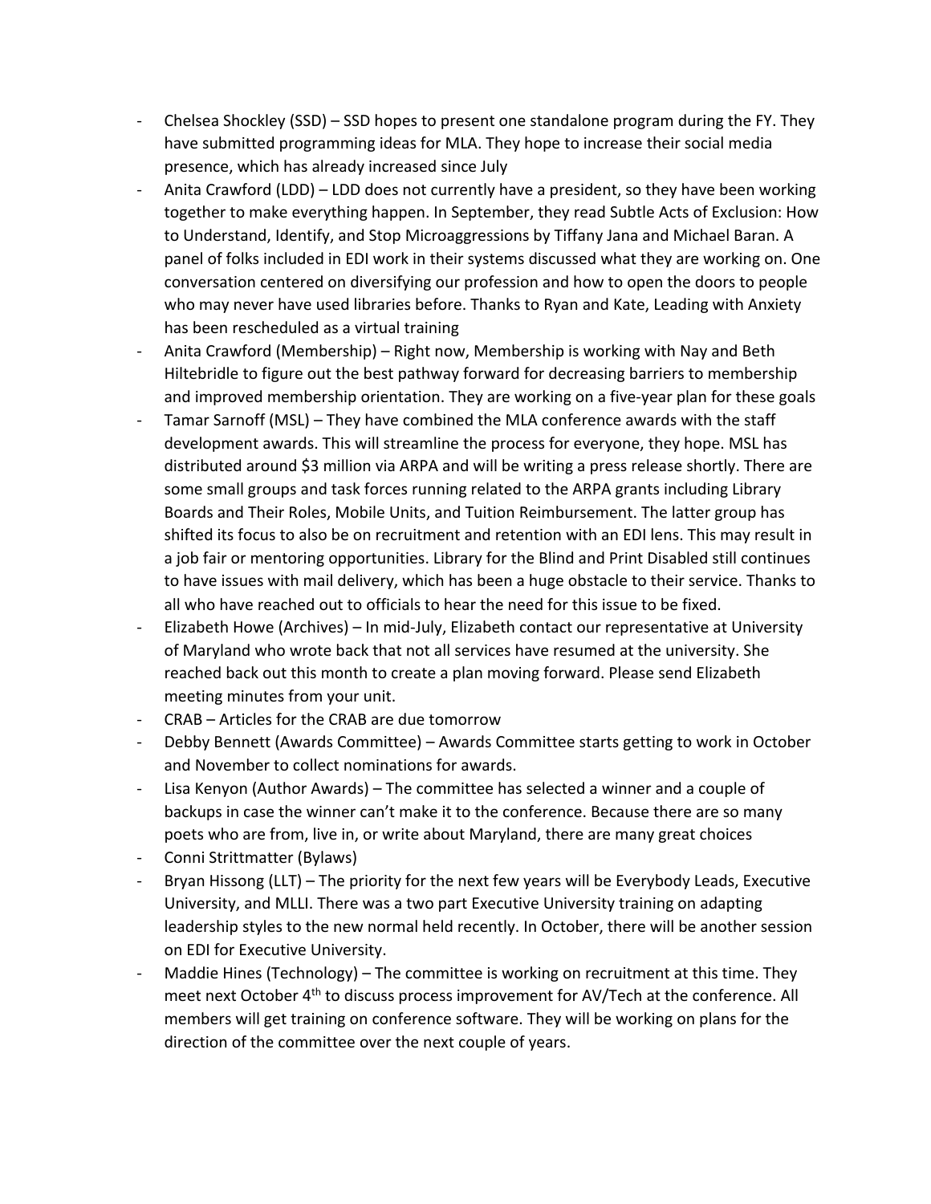- Chelsea Shockley (SSD) – SSD hopes to present one standalone program during the FY. They have submitted programming ideas for MLA. They hope to increase their social media presence, which has already increased since July
- Anita Crawford (LDD) – LDD does not currently have a president, so they have been working together to make everything happen. In September, they read Subtle Acts of Exclusion: How to Understand, Identify, and Stop Microaggressions by Tiffany Jana and Michael Baran. A panel of folks included in EDI work in their systems discussed what they are working on. One conversation centered on diversifying our profession and how to open the doors to people who may never have used libraries before. Thanks to Ryan and Kate, Leading with Anxiety has been rescheduled as a virtual training
- Anita Crawford (Membership) – Right now, Membership is working with Nay and Beth Hiltebridle to figure out the best pathway forward for decreasing barriers to membership and improved membership orientation. They are working on a five-year plan for these goals
- Tamar Sarnoff (MSL) – They have combined the MLA conference awards with the staff development awards. This will streamline the process for everyone, they hope. MSL has distributed around $3 million via ARPA and will be writing a press release shortly. There are some small groups and task forces running related to the ARPA grants including Library Boards and Their Roles, Mobile Units, and Tuition Reimbursement. The latter group has shifted its focus to also be on recruitment and retention with an EDI lens. This may result in a job fair or mentoring opportunities. Library for the Blind and Print Disabled still continues to have issues with mail delivery, which has been a huge obstacle to their service. Thanks to all who have reached out to officials to hear the need for this issue to be fixed.
- Elizabeth Howe (Archives) – In mid-July, Elizabeth contact our representative at University of Maryland who wrote back that not all services have resumed at the university. She reached back out this month to create a plan moving forward. Please send Elizabeth meeting minutes from your unit.
- CRAB – Articles for the CRAB are due tomorrow
- Debby Bennett (Awards Committee) – Awards Committee starts getting to work in October and November to collect nominations for awards.
- Lisa Kenyon (Author Awards) – The committee has selected a winner and a couple of backups in case the winner can't make it to the conference. Because there are so many poets who are from, live in, or write about Maryland, there are many great choices
- Conni Strittmatter (Bylaws)
- Bryan Hissong (LLT) – The priority for the next few years will be Everybody Leads, Executive University, and MLLI. There was a two part Executive University training on adapting leadership styles to the new normal held recently. In October, there will be another session on EDI for Executive University.
- Maddie Hines (Technology) – The committee is working on recruitment at this time. They meet next October 4th to discuss process improvement for AV/Tech at the conference. All members will get training on conference software. They will be working on plans for the direction of the committee over the next couple of years.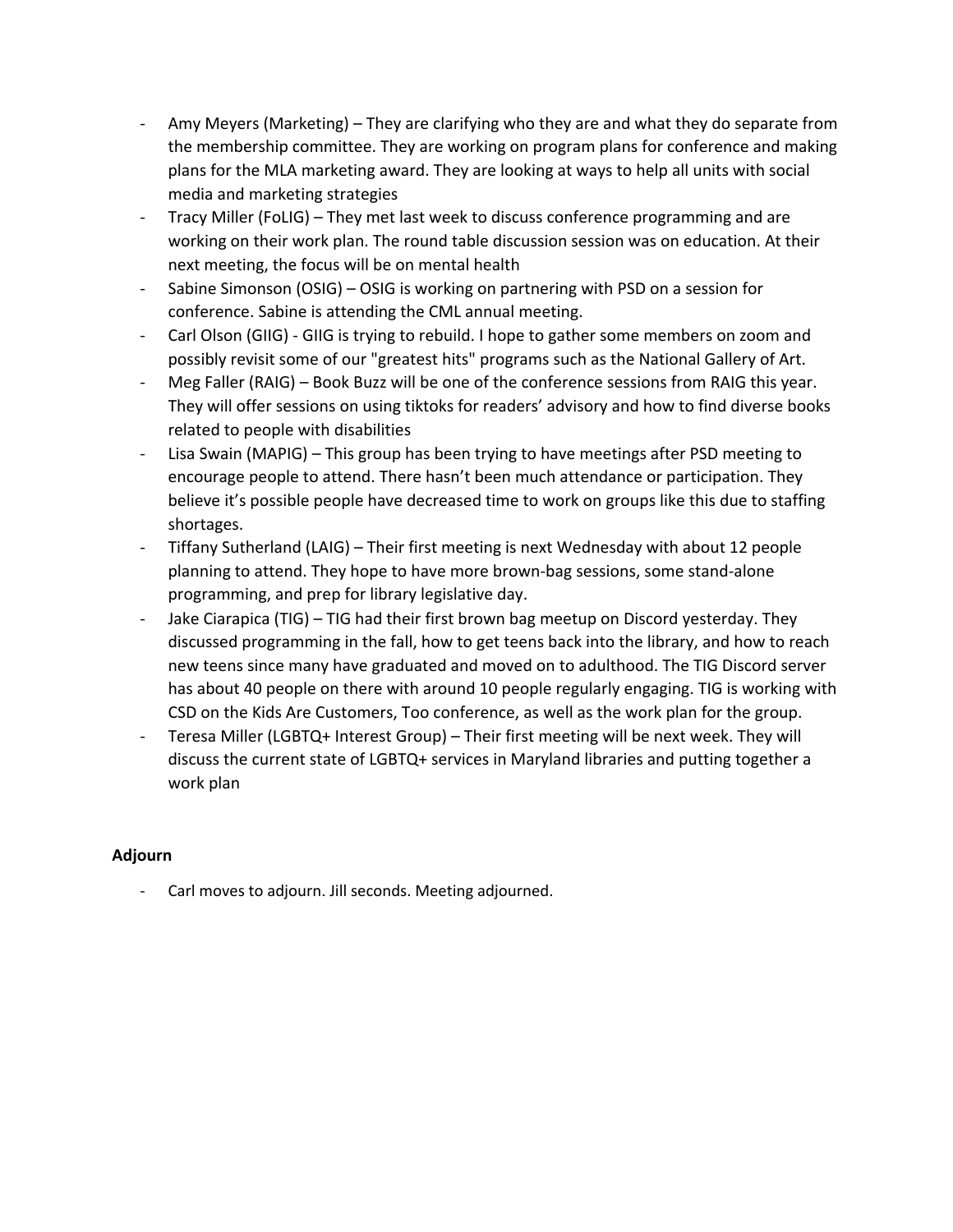- Amy Meyers (Marketing) – They are clarifying who they are and what they do separate from the membership committee. They are working on program plans for conference and making plans for the MLA marketing award. They are looking at ways to help all units with social media and marketing strategies
- Tracy Miller (FoLIG) – They met last week to discuss conference programming and are working on their work plan. The round table discussion session was on education. At their next meeting, the focus will be on mental health
- Sabine Simonson (OSIG) – OSIG is working on partnering with PSD on a session for conference. Sabine is attending the CML annual meeting.
- Carl Olson (GIIG) - GIIG is trying to rebuild. I hope to gather some members on zoom and possibly revisit some of our "greatest hits" programs such as the National Gallery of Art.
- Meg Faller (RAIG) – Book Buzz will be one of the conference sessions from RAIG this year. They will offer sessions on using tiktoks for readers' advisory and how to find diverse books related to people with disabilities
- Lisa Swain (MAPIG) – This group has been trying to have meetings after PSD meeting to encourage people to attend. There hasn't been much attendance or participation. They believe it's possible people have decreased time to work on groups like this due to staffing shortages.
- Tiffany Sutherland (LAIG) – Their first meeting is next Wednesday with about 12 people planning to attend. They hope to have more brown-bag sessions, some stand-alone programming, and prep for library legislative day.
- Jake Ciarapica (TIG) – TIG had their first brown bag meetup on Discord yesterday. They discussed programming in the fall, how to get teens back into the library, and how to reach new teens since many have graduated and moved on to adulthood. The TIG Discord server has about 40 people on there with around 10 people regularly engaging. TIG is working with CSD on the Kids Are Customers, Too conference, as well as the work plan for the group.
- Teresa Miller (LGBTQ+ Interest Group) – Their first meeting will be next week. They will discuss the current state of LGBTQ+ services in Maryland libraries and putting together a work plan

**Adjourn**

- Carl moves to adjourn. Jill seconds. Meeting adjourned.